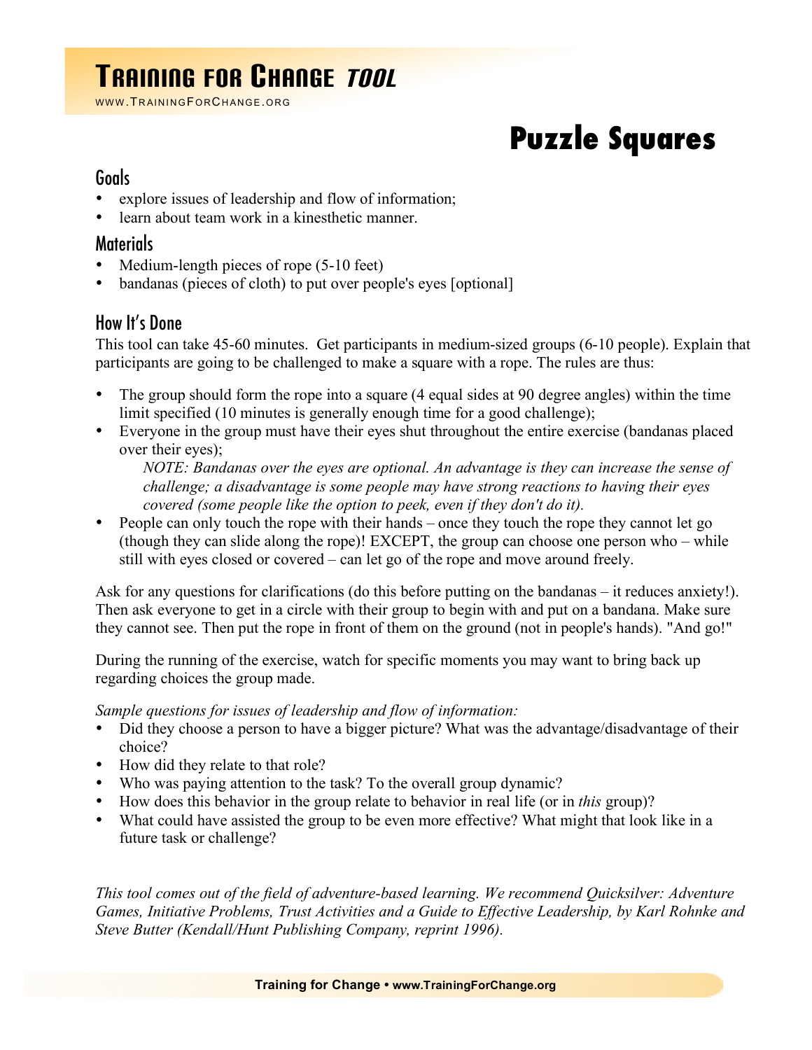# Training for Change *tool*

www.TrainingForChange.org

# Puzzle Squares

## Goals

- explore issues of leadership and flow of information;
- learn about team work in a kinesthetic manner.

## Materials

- Medium-length pieces of rope (5-10 feet)
- bandanas (pieces of cloth) to put over people's eyes [optional]

## How It's Done

This tool can take 45-60 minutes. Get participants in medium-sized groups (6-10 people). Explain that participants are going to be challenged to make a square with a rope. The rules are thus:

- The group should form the rope into a square (4 equal sides at 90 degree angles) within the time limit specified (10 minutes is generally enough time for a good challenge);
- Everyone in the group must have their eyes shut throughout the entire exercise (bandanas placed over their eyes);

  *NOTE: Bandanas over the eyes are optional. An advantage is they can increase the sense of challenge; a disadvantage is some people may have strong reactions to having their eyes covered (some people like the option to peek, even if they don't do it).*
- People can only touch the rope with their hands – once they touch the rope they cannot let go (though they can slide along the rope)! EXCEPT, the group can choose one person who – while still with eyes closed or covered – can let go of the rope and move around freely.

Ask for any questions for clarifications (do this before putting on the bandanas – it reduces anxiety!). Then ask everyone to get in a circle with their group to begin with and put on a bandana. Make sure they cannot see. Then put the rope in front of them on the ground (not in people's hands). "And go!"

During the running of the exercise, watch for specific moments you may want to bring back up regarding choices the group made.

*Sample questions for issues of leadership and flow of information:*

- Did they choose a person to have a bigger picture? What was the advantage/disadvantage of their choice?
- How did they relate to that role?
- Who was paying attention to the task? To the overall group dynamic?
- How does this behavior in the group relate to behavior in real life (or in *this* group)?
- What could have assisted the group to be even more effective? What might that look like in a future task or challenge?

*This tool comes out of the field of adventure-based learning. We recommend Quicksilver: Adventure Games, Initiative Problems, Trust Activities and a Guide to Effective Leadership, by Karl Rohnke and Steve Butter (Kendall/Hunt Publishing Company, reprint 1996).*